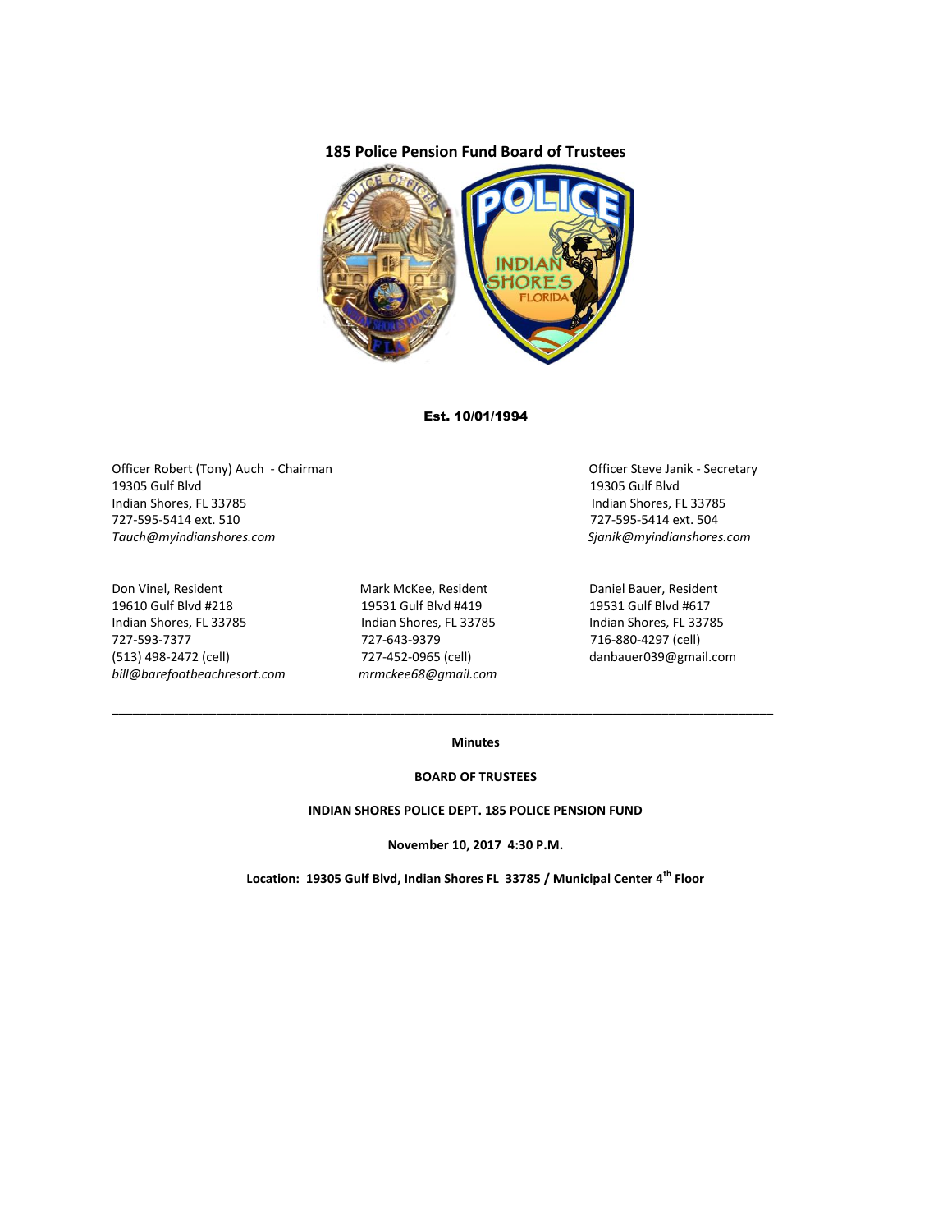## 185 Police Pension Fund Board of Trustees

**Est. 10/01/1994**

Officer Robert (Tony) Auch - Chairman
19305 Gulf Blvd
Indian Shores, FL 33785
727-595-5414 ext. 510
*Tauch@myindianshores.com*

Officer Steve Janik - Secretary
19305 Gulf Blvd
Indian Shores, FL 33785
727-595-5414 ext. 504
*Sjanik@myindianshores.com*

Don Vinel, Resident
19610 Gulf Blvd #218
Indian Shores, FL 33785
727-593-7377
(513) 498-2472 (cell)
*bill@barefootbeachresort.com*

Mark McKee, Resident
19531 Gulf Blvd #419
Indian Shores, FL 33785
727-643-9379
727-452-0965 (cell)
*mrmckee68@gmail.com*

Daniel Bauer, Resident
19531 Gulf Blvd #617
Indian Shores, FL 33785
716-880-4297 (cell)
danbauer039@gmail.com

---

**Minutes**

**BOARD OF TRUSTEES**

**INDIAN SHORES POLICE DEPT. 185 POLICE PENSION FUND**

**November 10, 2017 4:30 P.M.**

**Location: 19305 Gulf Blvd, Indian Shores FL 33785 / Municipal Center 4th Floor**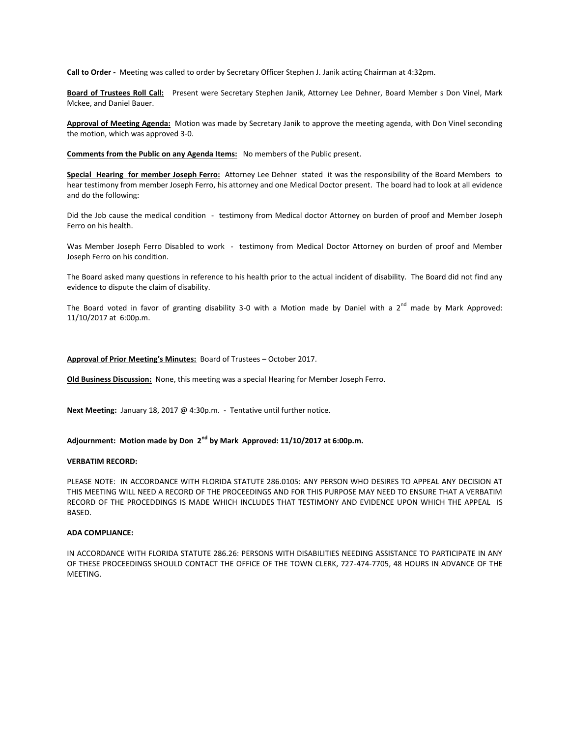**<u>Call to Order</u> -** Meeting was called to order by Secretary Officer Stephen J. Janik acting Chairman at 4:32pm.

**<u>Board of Trustees Roll Call:</u>** Present were Secretary Stephen Janik, Attorney Lee Dehner, Board Member s Don Vinel, Mark Mckee, and Daniel Bauer.

**<u>Approval of Meeting Agenda:</u>** Motion was made by Secretary Janik to approve the meeting agenda, with Don Vinel seconding the motion, which was approved 3-0.

**<u>Comments from the Public on any Agenda Items:</u>** No members of the Public present.

**<u>Special Hearing for member Joseph Ferro:</u>** Attorney Lee Dehner stated it was the responsibility of the Board Members to hear testimony from member Joseph Ferro, his attorney and one Medical Doctor present. The board had to look at all evidence and do the following:

Did the Job cause the medical condition - testimony from Medical doctor Attorney on burden of proof and Member Joseph Ferro on his health.

Was Member Joseph Ferro Disabled to work - testimony from Medical Doctor Attorney on burden of proof and Member Joseph Ferro on his condition.

The Board asked many questions in reference to his health prior to the actual incident of disability. The Board did not find any evidence to dispute the claim of disability.

The Board voted in favor of granting disability 3-0 with a Motion made by Daniel with a 2nd made by Mark Approved: 11/10/2017 at 6:00p.m.

**<u>Approval of Prior Meeting's Minutes:</u>** Board of Trustees – October 2017.

**<u>Old Business Discussion:</u>** None, this meeting was a special Hearing for Member Joseph Ferro.

**<u>Next Meeting:</u>** January 18, 2017 @ 4:30p.m. - Tentative until further notice.

**Adjournment: Motion made by Don 2nd by Mark Approved: 11/10/2017 at 6:00p.m.**

**VERBATIM RECORD:**

PLEASE NOTE: IN ACCORDANCE WITH FLORIDA STATUTE 286.0105: ANY PERSON WHO DESIRES TO APPEAL ANY DECISION AT THIS MEETING WILL NEED A RECORD OF THE PROCEEDINGS AND FOR THIS PURPOSE MAY NEED TO ENSURE THAT A VERBATIM RECORD OF THE PROCEDDINGS IS MADE WHICH INCLUDES THAT TESTIMONY AND EVIDENCE UPON WHICH THE APPEAL IS BASED.

**ADA COMPLIANCE:**

IN ACCORDANCE WITH FLORIDA STATUTE 286.26: PERSONS WITH DISABILITIES NEEDING ASSISTANCE TO PARTICIPATE IN ANY OF THESE PROCEEDINGS SHOULD CONTACT THE OFFICE OF THE TOWN CLERK, 727-474-7705, 48 HOURS IN ADVANCE OF THE MEETING.